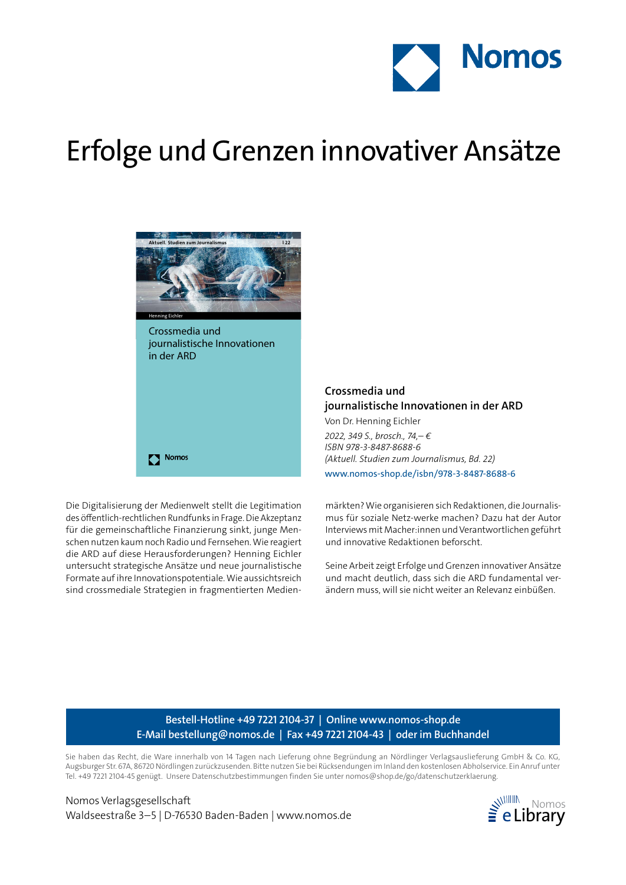# Erfolge und Grenzen innovativer Ansätze

**Crossmedia und journalistische Innovationen in der ARD**

Von Dr. Henning Eichler

*2022, 349 S., brosch., 74,– €*
*ISBN 978-3-8487-8688-6*
*(Aktuell. Studien zum Journalismus, Bd. 22)*

www.nomos-shop.de/isbn/978-3-8487-8688-6

Die Digitalisierung der Medienwelt stellt die Legitimation des öffentlich-rechtlichen Rundfunks in Frage. Die Akzeptanz für die gemeinschaftliche Finanzierung sinkt, junge Menschen nutzen kaum noch Radio und Fernsehen. Wie reagiert die ARD auf diese Herausforderungen? Henning Eichler untersucht strategische Ansätze und neue journalistische Formate auf ihre Innovationspotentiale. Wie aussichtsreich sind crossmediale Strategien in fragmentierten Medienmärkten? Wie organisieren sich Redaktionen, die Journalismus für soziale Netz-werke machen? Dazu hat der Autor Interviews mit Macher:innen und Verantwortlichen geführt und innovative Redaktionen beforscht.

Seine Arbeit zeigt Erfolge und Grenzen innovativer Ansätze und macht deutlich, dass sich die ARD fundamental verändern muss, will sie nicht weiter an Relevanz einbüßen.

**Bestell-Hotline +49 7221 2104-37 | Online www.nomos-shop.de**
**E-Mail bestellung@nomos.de | Fax +49 7221 2104-43 | oder im Buchhandel**

Sie haben das Recht, die Ware innerhalb von 14 Tagen nach Lieferung ohne Begründung an Nördlinger Verlagsauslieferung GmbH & Co. KG, Augsburger Str. 67A, 86720 Nördlingen zurückzusenden. Bitte nutzen Sie bei Rücksendungen im Inland den kostenlosen Abholservice. Ein Anruf unter Tel. +49 7221 2104-45 genügt. Unsere Datenschutzbestimmungen finden Sie unter nomos@shop.de/go/datenschutzerklaerung.

Nomos Verlagsgesellschaft
Waldseestraße 3–5 | D-76530 Baden-Baden | www.nomos.de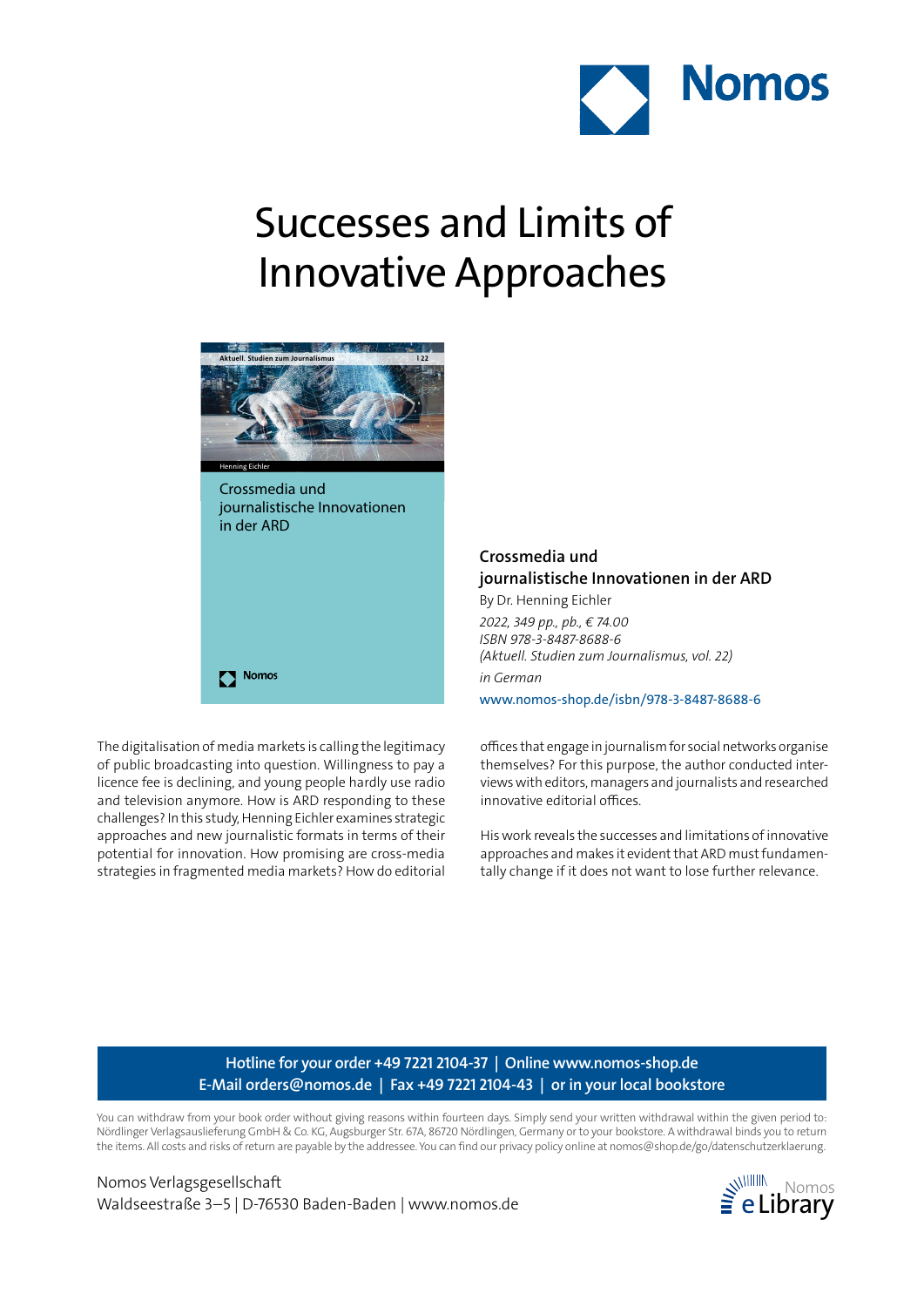Nomos

# Successes and Limits of Innovative Approaches

Aktuell. Studien zum Journalismus | 22

Henning Eichler

Crossmedia und journalistische Innovationen in der ARD

Nomos

**Crossmedia und journalistische Innovationen in der ARD**

By Dr. Henning Eichler

*2022, 349 pp., pb., € 74.00*
*ISBN 978-3-8487-8688-6*
*(Aktuell. Studien zum Journalismus, vol. 22)*
*in German*

www.nomos-shop.de/isbn/978-3-8487-8688-6

The digitalisation of media markets is calling the legitimacy of public broadcasting into question. Willingness to pay a licence fee is declining, and young people hardly use radio and television anymore. How is ARD responding to these challenges? In this study, Henning Eichler examines strategic approaches and new journalistic formats in terms of their potential for innovation. How promising are cross-media strategies in fragmented media markets? How do editorial offices that engage in journalism for social networks organise themselves? For this purpose, the author conducted interviews with editors, managers and journalists and researched innovative editorial offices.

His work reveals the successes and limitations of innovative approaches and makes it evident that ARD must fundamentally change if it does not want to lose further relevance.

**Hotline for your order +49 7221 2104-37 | Online www.nomos-shop.de**
**E-Mail orders@nomos.de | Fax +49 7221 2104-43 | or in your local bookstore**

You can withdraw from your book order without giving reasons within fourteen days. Simply send your written withdrawal within the given period to: Nördlinger Verlagsauslieferung GmbH & Co. KG, Augsburger Str. 67A, 86720 Nördlingen, Germany or to your bookstore. A withdrawal binds you to return the items. All costs and risks of return are payable by the addressee. You can find our privacy policy online at nomos@shop.de/go/datenschutzerklaerung.

Nomos Verlagsgesellschaft
Waldseestraße 3–5 | D-76530 Baden-Baden | www.nomos.de

Nomos eLibrary